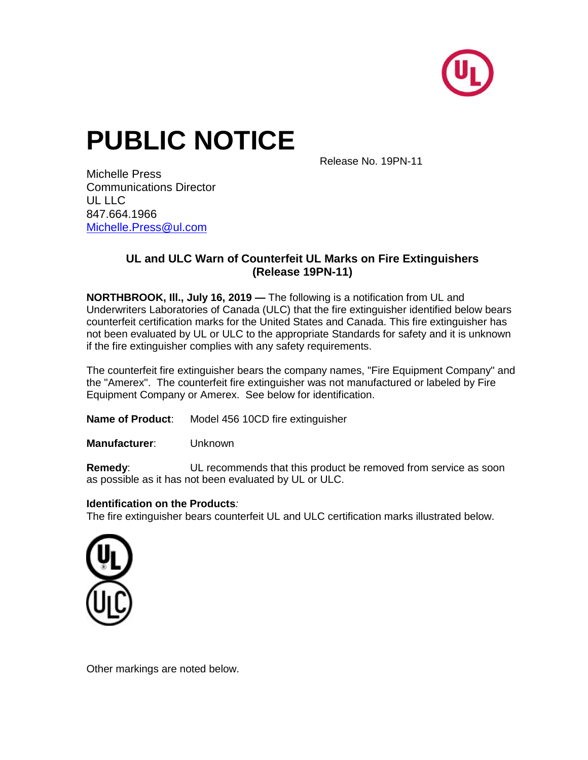# PUBLIC NOTICE

Release No. 19PN-11

Michelle Press
Communications Director
UL LLC
847.664.1966
Michelle.Press@ul.com

## UL and ULC Warn of Counterfeit UL Marks on Fire Extinguishers (Release 19PN-11)

**NORTHBROOK, Ill., July 16, 2019 —** The following is a notification from UL and Underwriters Laboratories of Canada (ULC) that the fire extinguisher identified below bears counterfeit certification marks for the United States and Canada. This fire extinguisher has not been evaluated by UL or ULC to the appropriate Standards for safety and it is unknown if the fire extinguisher complies with any safety requirements.

The counterfeit fire extinguisher bears the company names, "Fire Equipment Company" and the "Amerex". The counterfeit fire extinguisher was not manufactured or labeled by Fire Equipment Company or Amerex. See below for identification.

**Name of Product**: Model 456 10CD fire extinguisher

**Manufacturer**: Unknown

**Remedy**: UL recommends that this product be removed from service as soon as possible as it has not been evaluated by UL or ULC.

**Identification on the Products***:*
The fire extinguisher bears counterfeit UL and ULC certification marks illustrated below.

Other markings are noted below.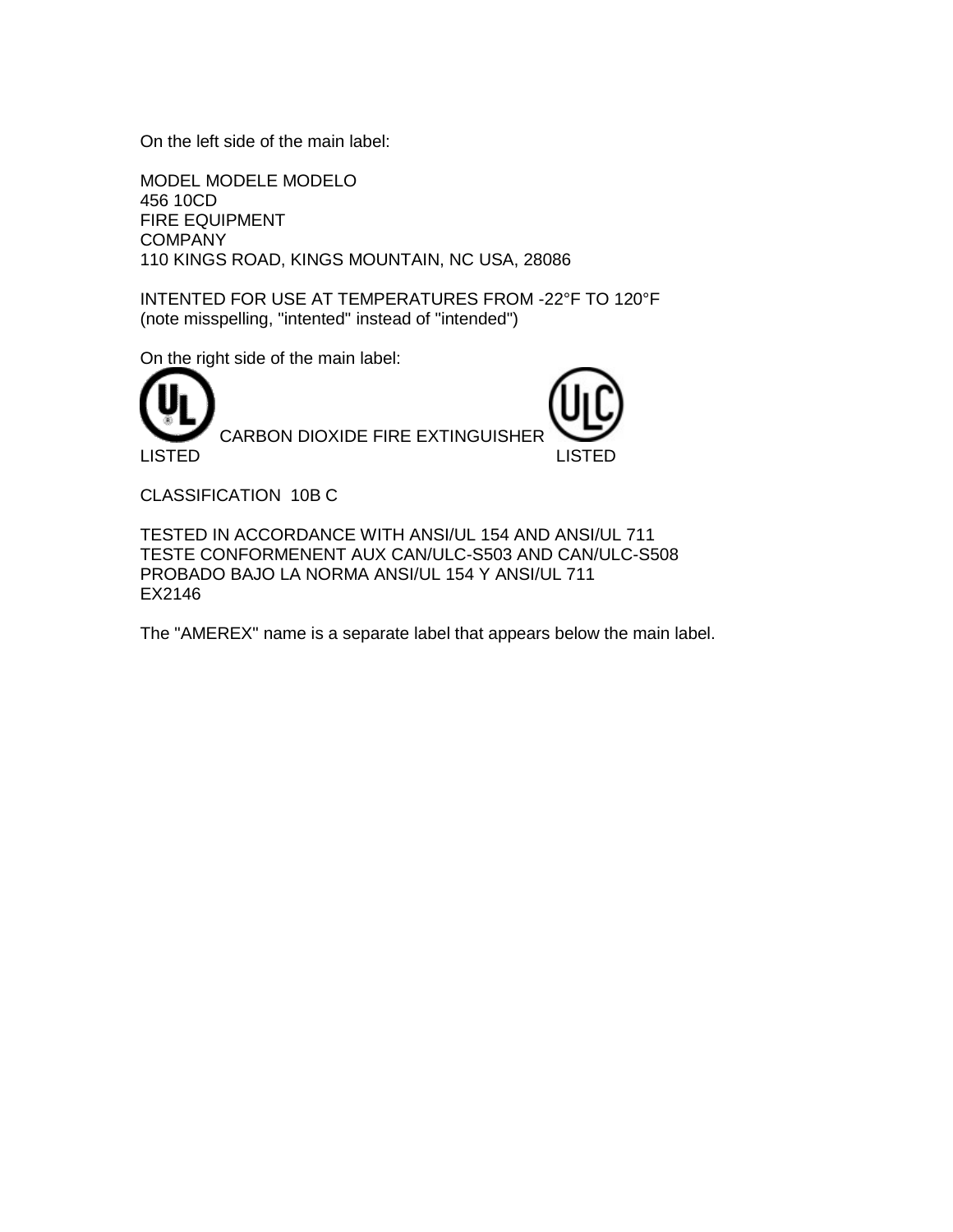On the left side of the main label:

MODEL MODELE MODELO  
456 10CD  
FIRE EQUIPMENT  
COMPANY  
110 KINGS ROAD, KINGS MOUNTAIN, NC USA, 28086

INTENTED FOR USE AT TEMPERATURES FROM -22°F TO 120°F  
(note misspelling, "intented" instead of "intended")

On the right side of the main label:

UL LISTED CARBON DIOXIDE FIRE EXTINGUISHER ULC LISTED

CLASSIFICATION 10B C

TESTED IN ACCORDANCE WITH ANSI/UL 154 AND ANSI/UL 711  
TESTE CONFORMENENT AUX CAN/ULC-S503 AND CAN/ULC-S508  
PROBADO BAJO LA NORMA ANSI/UL 154 Y ANSI/UL 711  
EX2146

The "AMEREX" name is a separate label that appears below the main label.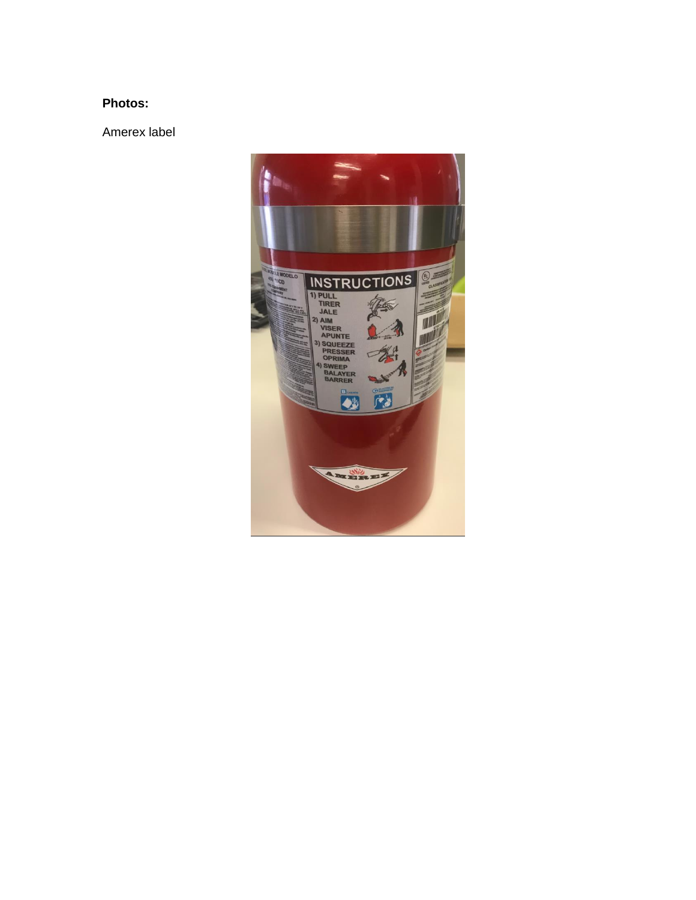**Photos:**

Amerex label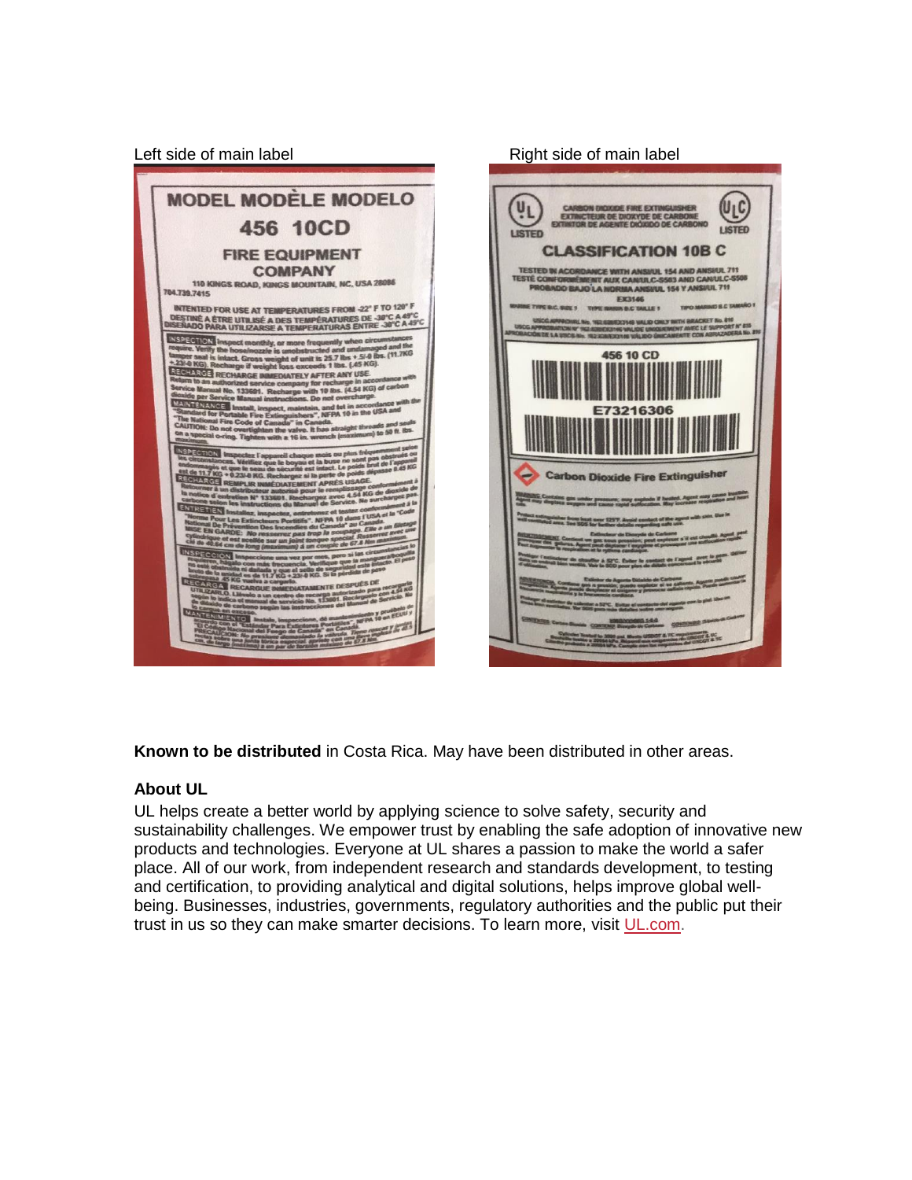Left side of main label

Right side of main label

**Known to be distributed** in Costa Rica. May have been distributed in other areas.

**About UL**

UL helps create a better world by applying science to solve safety, security and sustainability challenges. We empower trust by enabling the safe adoption of innovative new products and technologies. Everyone at UL shares a passion to make the world a safer place. All of our work, from independent research and standards development, to testing and certification, to providing analytical and digital solutions, helps improve global well-being. Businesses, industries, governments, regulatory authorities and the public put their trust in us so they can make smarter decisions. To learn more, visit UL.com.